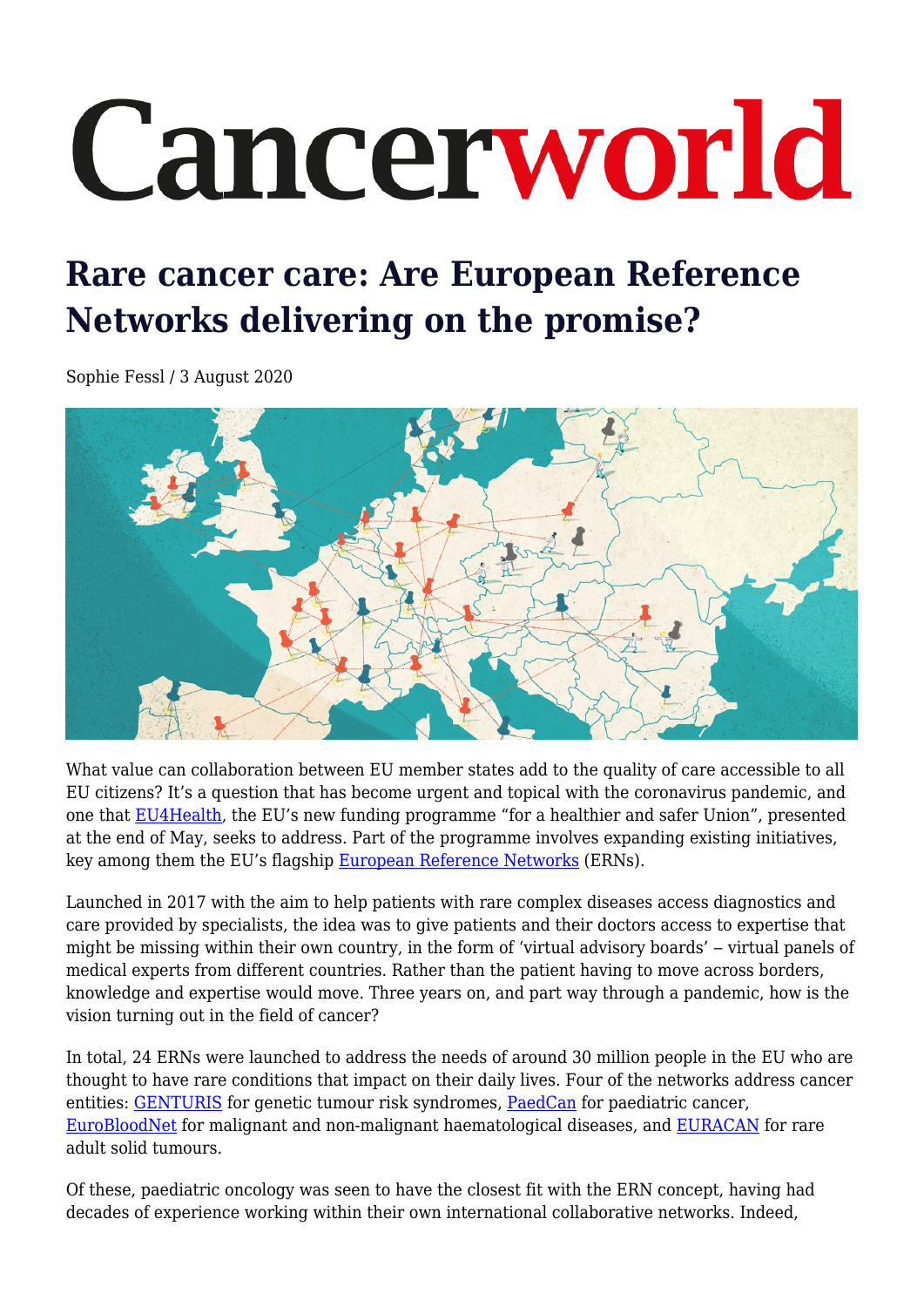# Cancerworld

## Rare cancer care: Are European Reference Networks delivering on the promise?

Sophie Fessl / 3 August 2020

What value can collaboration between EU member states add to the quality of care accessible to all EU citizens? It's a question that has become urgent and topical with the coronavirus pandemic, and one that EU4Health, the EU's new funding programme "for a healthier and safer Union", presented at the end of May, seeks to address. Part of the programme involves expanding existing initiatives, key among them the EU's flagship European Reference Networks (ERNs).

Launched in 2017 with the aim to help patients with rare complex diseases access diagnostics and care provided by specialists, the idea was to give patients and their doctors access to expertise that might be missing within their own country, in the form of 'virtual advisory boards' – virtual panels of medical experts from different countries. Rather than the patient having to move across borders, knowledge and expertise would move. Three years on, and part way through a pandemic, how is the vision turning out in the field of cancer?

In total, 24 ERNs were launched to address the needs of around 30 million people in the EU who are thought to have rare conditions that impact on their daily lives. Four of the networks address cancer entities: GENTURIS for genetic tumour risk syndromes, PaedCan for paediatric cancer, EuroBloodNet for malignant and non-malignant haematological diseases, and EURACAN for rare adult solid tumours.

Of these, paediatric oncology was seen to have the closest fit with the ERN concept, having had decades of experience working within their own international collaborative networks. Indeed,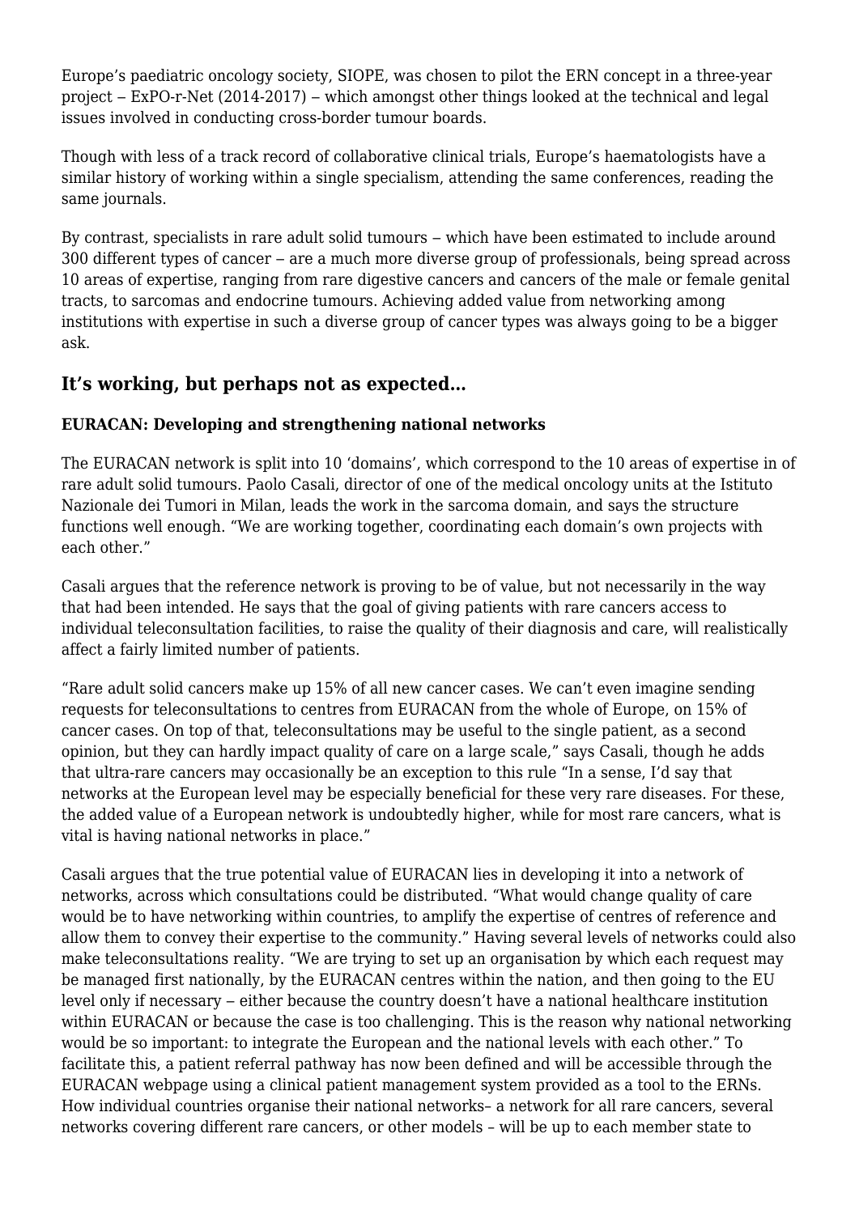Europe's paediatric oncology society, SIOPE, was chosen to pilot the ERN concept in a three-year project – ExPO-r-Net (2014-2017) – which amongst other things looked at the technical and legal issues involved in conducting cross-border tumour boards.

Though with less of a track record of collaborative clinical trials, Europe's haematologists have a similar history of working within a single specialism, attending the same conferences, reading the same journals.

By contrast, specialists in rare adult solid tumours – which have been estimated to include around 300 different types of cancer – are a much more diverse group of professionals, being spread across 10 areas of expertise, ranging from rare digestive cancers and cancers of the male or female genital tracts, to sarcomas and endocrine tumours. Achieving added value from networking among institutions with expertise in such a diverse group of cancer types was always going to be a bigger ask.

## It's working, but perhaps not as expected…

### EURACAN: Developing and strengthening national networks

The EURACAN network is split into 10 'domains', which correspond to the 10 areas of expertise in of rare adult solid tumours. Paolo Casali, director of one of the medical oncology units at the Istituto Nazionale dei Tumori in Milan, leads the work in the sarcoma domain, and says the structure functions well enough. "We are working together, coordinating each domain's own projects with each other."

Casali argues that the reference network is proving to be of value, but not necessarily in the way that had been intended. He says that the goal of giving patients with rare cancers access to individual teleconsultation facilities, to raise the quality of their diagnosis and care, will realistically affect a fairly limited number of patients.

"Rare adult solid cancers make up 15% of all new cancer cases. We can't even imagine sending requests for teleconsultations to centres from EURACAN from the whole of Europe, on 15% of cancer cases. On top of that, teleconsultations may be useful to the single patient, as a second opinion, but they can hardly impact quality of care on a large scale," says Casali, though he adds that ultra-rare cancers may occasionally be an exception to this rule "In a sense, I'd say that networks at the European level may be especially beneficial for these very rare diseases. For these, the added value of a European network is undoubtedly higher, while for most rare cancers, what is vital is having national networks in place."

Casali argues that the true potential value of EURACAN lies in developing it into a network of networks, across which consultations could be distributed. "What would change quality of care would be to have networking within countries, to amplify the expertise of centres of reference and allow them to convey their expertise to the community." Having several levels of networks could also make teleconsultations reality. "We are trying to set up an organisation by which each request may be managed first nationally, by the EURACAN centres within the nation, and then going to the EU level only if necessary – either because the country doesn't have a national healthcare institution within EURACAN or because the case is too challenging. This is the reason why national networking would be so important: to integrate the European and the national levels with each other." To facilitate this, a patient referral pathway has now been defined and will be accessible through the EURACAN webpage using a clinical patient management system provided as a tool to the ERNs. How individual countries organise their national networks– a network for all rare cancers, several networks covering different rare cancers, or other models – will be up to each member state to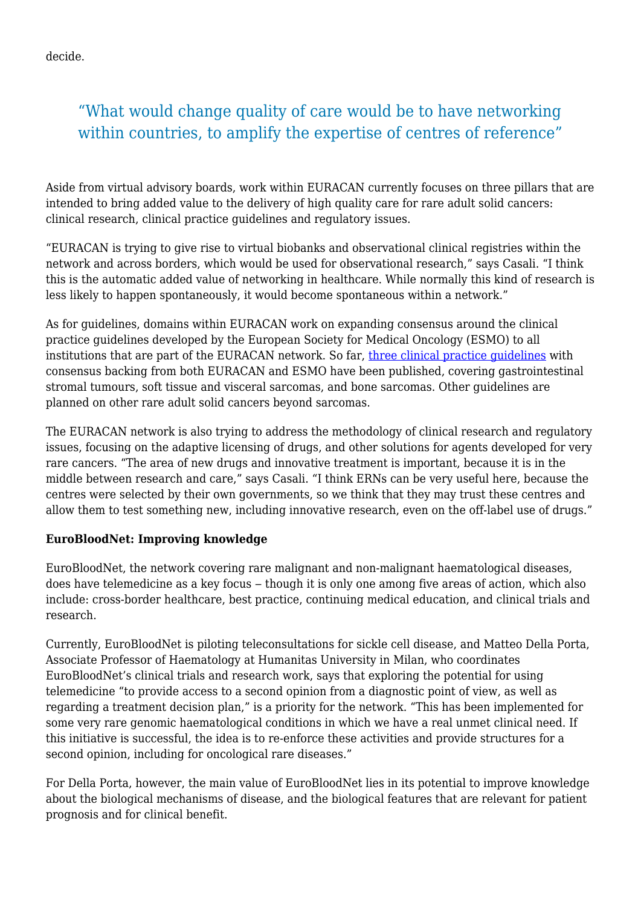decide.

> “What would change quality of care would be to have networking within countries, to amplify the expertise of centres of reference”

Aside from virtual advisory boards, work within EURACAN currently focuses on three pillars that are intended to bring added value to the delivery of high quality care for rare adult solid cancers: clinical research, clinical practice guidelines and regulatory issues.

“EURACAN is trying to give rise to virtual biobanks and observational clinical registries within the network and across borders, which would be used for observational research,” says Casali. “I think this is the automatic added value of networking in healthcare. While normally this kind of research is less likely to happen spontaneously, it would become spontaneous within a network.”

As for guidelines, domains within EURACAN work on expanding consensus around the clinical practice guidelines developed by the European Society for Medical Oncology (ESMO) to all institutions that are part of the EURACAN network. So far, three clinical practice guidelines with consensus backing from both EURACAN and ESMO have been published, covering gastrointestinal stromal tumours, soft tissue and visceral sarcomas, and bone sarcomas. Other guidelines are planned on other rare adult solid cancers beyond sarcomas.

The EURACAN network is also trying to address the methodology of clinical research and regulatory issues, focusing on the adaptive licensing of drugs, and other solutions for agents developed for very rare cancers. “The area of new drugs and innovative treatment is important, because it is in the middle between research and care,” says Casali. “I think ERNs can be very useful here, because the centres were selected by their own governments, so we think that they may trust these centres and allow them to test something new, including innovative research, even on the off-label use of drugs.”

**EuroBloodNet: Improving knowledge**

EuroBloodNet, the network covering rare malignant and non-malignant haematological diseases, does have telemedicine as a key focus – though it is only one among five areas of action, which also include: cross-border healthcare, best practice, continuing medical education, and clinical trials and research.

Currently, EuroBloodNet is piloting teleconsultations for sickle cell disease, and Matteo Della Porta, Associate Professor of Haematology at Humanitas University in Milan, who coordinates EuroBloodNet’s clinical trials and research work, says that exploring the potential for using telemedicine “to provide access to a second opinion from a diagnostic point of view, as well as regarding a treatment decision plan,” is a priority for the network. “This has been implemented for some very rare genomic haematological conditions in which we have a real unmet clinical need. If this initiative is successful, the idea is to re-enforce these activities and provide structures for a second opinion, including for oncological rare diseases.”

For Della Porta, however, the main value of EuroBloodNet lies in its potential to improve knowledge about the biological mechanisms of disease, and the biological features that are relevant for patient prognosis and for clinical benefit.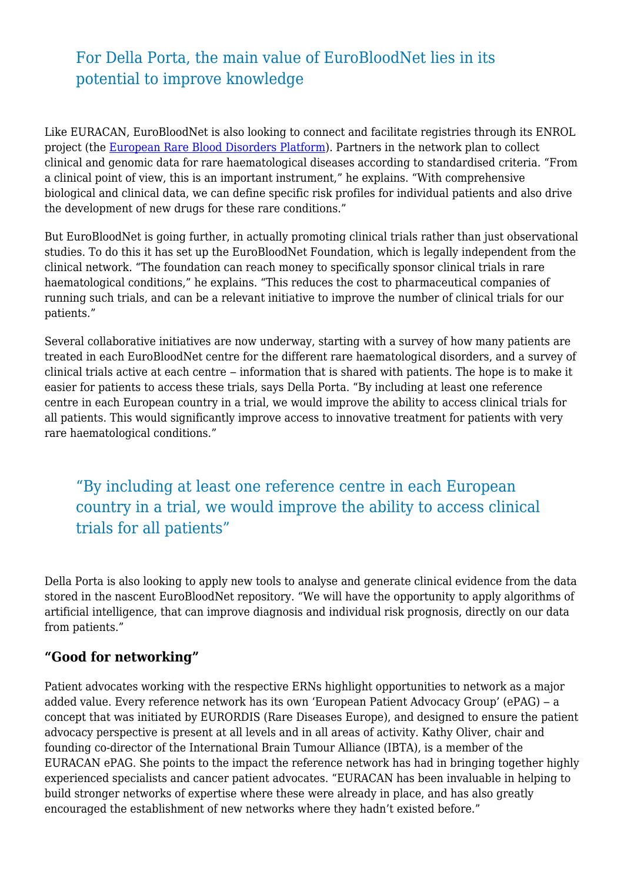> For Della Porta, the main value of EuroBloodNet lies in its potential to improve knowledge

Like EURACAN, EuroBloodNet is also looking to connect and facilitate registries through its ENROL project (the European Rare Blood Disorders Platform). Partners in the network plan to collect clinical and genomic data for rare haematological diseases according to standardised criteria. "From a clinical point of view, this is an important instrument," he explains. "With comprehensive biological and clinical data, we can define specific risk profiles for individual patients and also drive the development of new drugs for these rare conditions."

But EuroBloodNet is going further, in actually promoting clinical trials rather than just observational studies. To do this it has set up the EuroBloodNet Foundation, which is legally independent from the clinical network. "The foundation can reach money to specifically sponsor clinical trials in rare haematological conditions," he explains. "This reduces the cost to pharmaceutical companies of running such trials, and can be a relevant initiative to improve the number of clinical trials for our patients."

Several collaborative initiatives are now underway, starting with a survey of how many patients are treated in each EuroBloodNet centre for the different rare haematological disorders, and a survey of clinical trials active at each centre – information that is shared with patients. The hope is to make it easier for patients to access these trials, says Della Porta. "By including at least one reference centre in each European country in a trial, we would improve the ability to access clinical trials for all patients. This would significantly improve access to innovative treatment for patients with very rare haematological conditions."

> "By including at least one reference centre in each European country in a trial, we would improve the ability to access clinical trials for all patients"

Della Porta is also looking to apply new tools to analyse and generate clinical evidence from the data stored in the nascent EuroBloodNet repository. "We will have the opportunity to apply algorithms of artificial intelligence, that can improve diagnosis and individual risk prognosis, directly on our data from patients."

### "Good for networking"

Patient advocates working with the respective ERNs highlight opportunities to network as a major added value. Every reference network has its own 'European Patient Advocacy Group' (ePAG) – a concept that was initiated by EURORDIS (Rare Diseases Europe), and designed to ensure the patient advocacy perspective is present at all levels and in all areas of activity. Kathy Oliver, chair and founding co-director of the International Brain Tumour Alliance (IBTA), is a member of the EURACAN ePAG. She points to the impact the reference network has had in bringing together highly experienced specialists and cancer patient advocates. "EURACAN has been invaluable in helping to build stronger networks of expertise where these were already in place, and has also greatly encouraged the establishment of new networks where they hadn't existed before."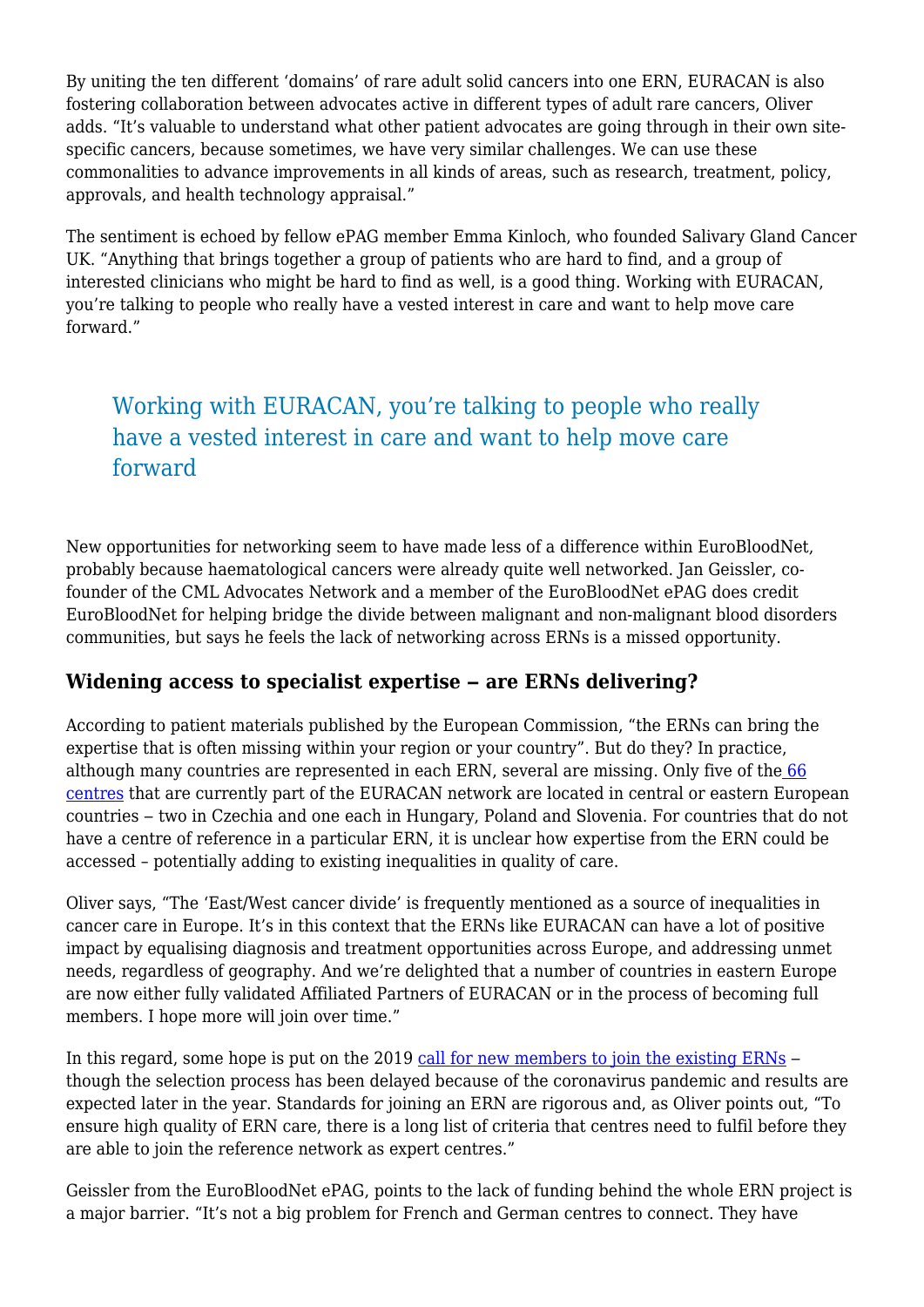By uniting the ten different 'domains' of rare adult solid cancers into one ERN, EURACAN is also fostering collaboration between advocates active in different types of adult rare cancers, Oliver adds. "It's valuable to understand what other patient advocates are going through in their own site-specific cancers, because sometimes, we have very similar challenges. We can use these commonalities to advance improvements in all kinds of areas, such as research, treatment, policy, approvals, and health technology appraisal."

The sentiment is echoed by fellow ePAG member Emma Kinloch, who founded Salivary Gland Cancer UK. "Anything that brings together a group of patients who are hard to find, and a group of interested clinicians who might be hard to find as well, is a good thing. Working with EURACAN, you're talking to people who really have a vested interest in care and want to help move care forward."

> Working with EURACAN, you're talking to people who really have a vested interest in care and want to help move care forward

New opportunities for networking seem to have made less of a difference within EuroBloodNet, probably because haematological cancers were already quite well networked. Jan Geissler, co-founder of the CML Advocates Network and a member of the EuroBloodNet ePAG does credit EuroBloodNet for helping bridge the divide between malignant and non-malignant blood disorders communities, but says he feels the lack of networking across ERNs is a missed opportunity.

### Widening access to specialist expertise – are ERNs delivering?

According to patient materials published by the European Commission, "the ERNs can bring the expertise that is often missing within your region or your country". But do they? In practice, although many countries are represented in each ERN, several are missing. Only five of the 66 centres that are currently part of the EURACAN network are located in central or eastern European countries – two in Czechia and one each in Hungary, Poland and Slovenia. For countries that do not have a centre of reference in a particular ERN, it is unclear how expertise from the ERN could be accessed – potentially adding to existing inequalities in quality of care.

Oliver says, "The 'East/West cancer divide' is frequently mentioned as a source of inequalities in cancer care in Europe. It's in this context that the ERNs like EURACAN can have a lot of positive impact by equalising diagnosis and treatment opportunities across Europe, and addressing unmet needs, regardless of geography. And we're delighted that a number of countries in eastern Europe are now either fully validated Affiliated Partners of EURACAN or in the process of becoming full members. I hope more will join over time."

In this regard, some hope is put on the 2019 call for new members to join the existing ERNs – though the selection process has been delayed because of the coronavirus pandemic and results are expected later in the year. Standards for joining an ERN are rigorous and, as Oliver points out, "To ensure high quality of ERN care, there is a long list of criteria that centres need to fulfil before they are able to join the reference network as expert centres."

Geissler from the EuroBloodNet ePAG, points to the lack of funding behind the whole ERN project is a major barrier. "It's not a big problem for French and German centres to connect. They have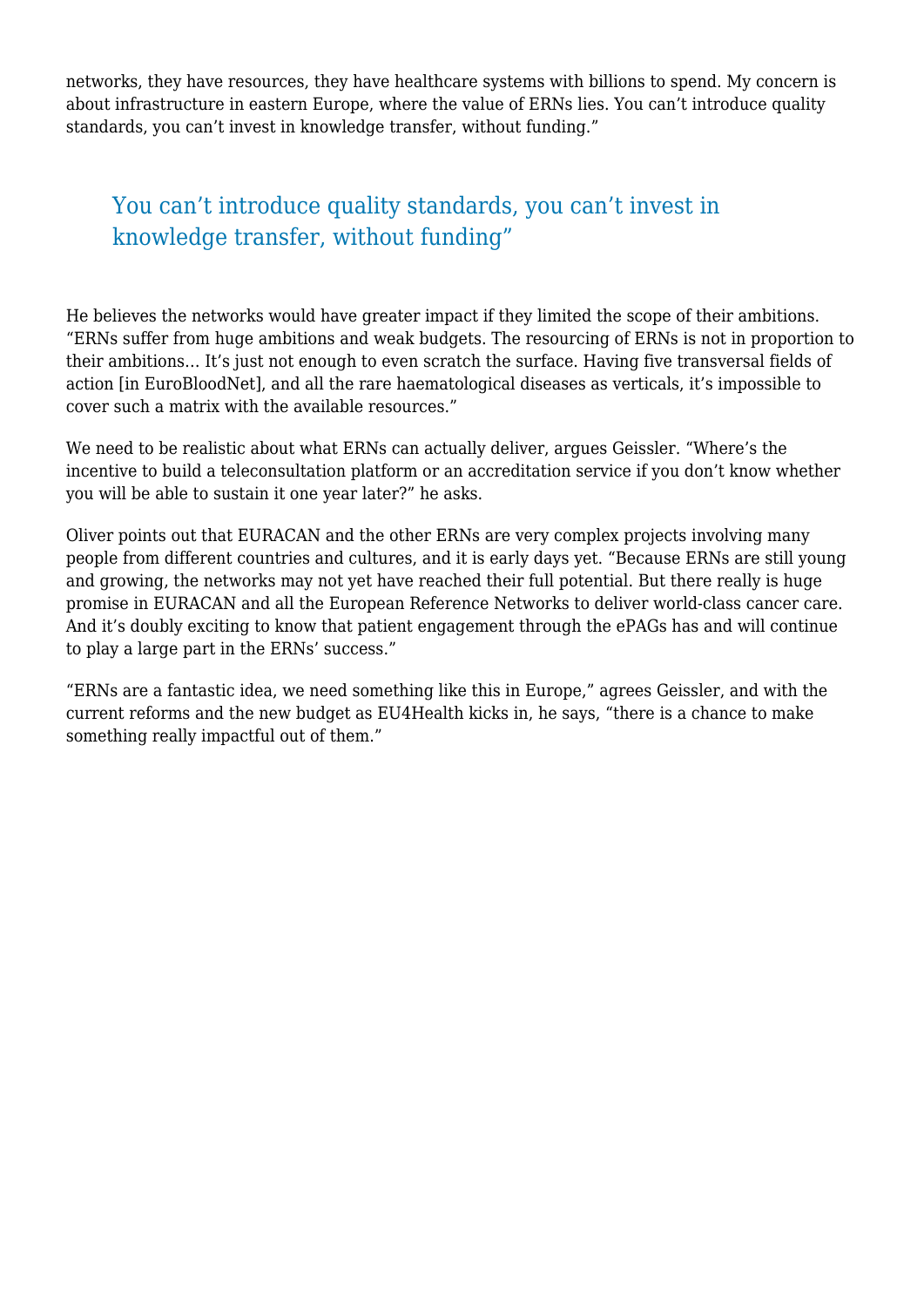networks, they have resources, they have healthcare systems with billions to spend. My concern is about infrastructure in eastern Europe, where the value of ERNs lies. You can't introduce quality standards, you can't invest in knowledge transfer, without funding."

> You can't introduce quality standards, you can't invest in knowledge transfer, without funding"

He believes the networks would have greater impact if they limited the scope of their ambitions. "ERNs suffer from huge ambitions and weak budgets. The resourcing of ERNs is not in proportion to their ambitions… It's just not enough to even scratch the surface. Having five transversal fields of action [in EuroBloodNet], and all the rare haematological diseases as verticals, it's impossible to cover such a matrix with the available resources."

We need to be realistic about what ERNs can actually deliver, argues Geissler. "Where's the incentive to build a teleconsultation platform or an accreditation service if you don't know whether you will be able to sustain it one year later?" he asks.

Oliver points out that EURACAN and the other ERNs are very complex projects involving many people from different countries and cultures, and it is early days yet. "Because ERNs are still young and growing, the networks may not yet have reached their full potential. But there really is huge promise in EURACAN and all the European Reference Networks to deliver world-class cancer care. And it's doubly exciting to know that patient engagement through the ePAGs has and will continue to play a large part in the ERNs' success."

"ERNs are a fantastic idea, we need something like this in Europe," agrees Geissler, and with the current reforms and the new budget as EU4Health kicks in, he says, "there is a chance to make something really impactful out of them."